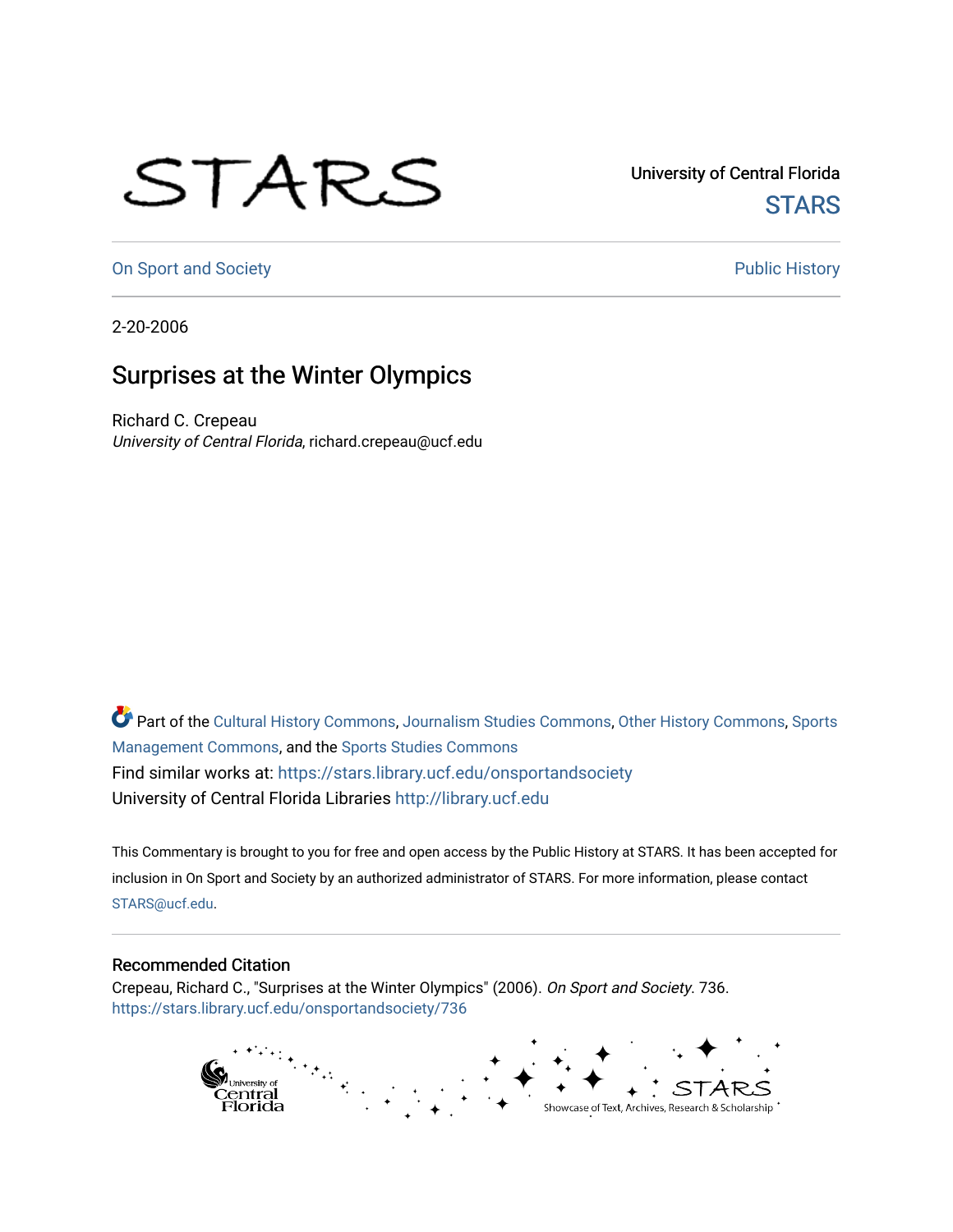University of Central Florida

STARS

On Sport and Society

Public History

2-20-2006

# Surprises at the Winter Olympics

Richard C. Crepeau
*University of Central Florida*, richard.crepeau@ucf.edu

Part of the Cultural History Commons, Journalism Studies Commons, Other History Commons, Sports Management Commons, and the Sports Studies Commons

Find similar works at: https://stars.library.ucf.edu/onsportandsociety

University of Central Florida Libraries http://library.ucf.edu

This Commentary is brought to you for free and open access by the Public History at STARS. It has been accepted for inclusion in On Sport and Society by an authorized administrator of STARS. For more information, please contact STARS@ucf.edu.

## Recommended Citation

Crepeau, Richard C., "Surprises at the Winter Olympics" (2006). *On Sport and Society*. 736.
https://stars.library.ucf.edu/onsportandsociety/736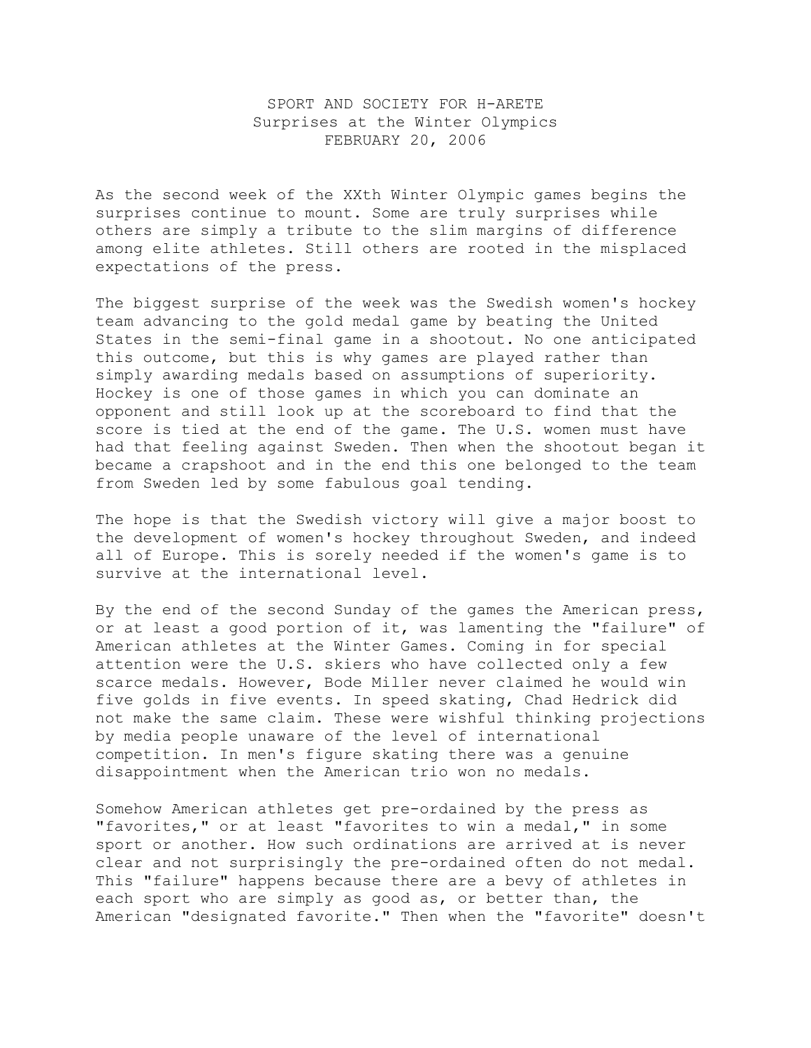SPORT AND SOCIETY FOR H-ARETE
Surprises at the Winter Olympics
FEBRUARY 20, 2006

As the second week of the XXth Winter Olympic games begins the surprises continue to mount. Some are truly surprises while others are simply a tribute to the slim margins of difference among elite athletes. Still others are rooted in the misplaced expectations of the press.

The biggest surprise of the week was the Swedish women's hockey team advancing to the gold medal game by beating the United States in the semi-final game in a shootout. No one anticipated this outcome, but this is why games are played rather than simply awarding medals based on assumptions of superiority. Hockey is one of those games in which you can dominate an opponent and still look up at the scoreboard to find that the score is tied at the end of the game. The U.S. women must have had that feeling against Sweden. Then when the shootout began it became a crapshoot and in the end this one belonged to the team from Sweden led by some fabulous goal tending.

The hope is that the Swedish victory will give a major boost to the development of women's hockey throughout Sweden, and indeed all of Europe. This is sorely needed if the women's game is to survive at the international level.

By the end of the second Sunday of the games the American press, or at least a good portion of it, was lamenting the "failure" of American athletes at the Winter Games. Coming in for special attention were the U.S. skiers who have collected only a few scarce medals. However, Bode Miller never claimed he would win five golds in five events. In speed skating, Chad Hedrick did not make the same claim. These were wishful thinking projections by media people unaware of the level of international competition. In men's figure skating there was a genuine disappointment when the American trio won no medals.

Somehow American athletes get pre-ordained by the press as "favorites," or at least "favorites to win a medal," in some sport or another. How such ordinations are arrived at is never clear and not surprisingly the pre-ordained often do not medal. This "failure" happens because there are a bevy of athletes in each sport who are simply as good as, or better than, the American "designated favorite." Then when the "favorite" doesn't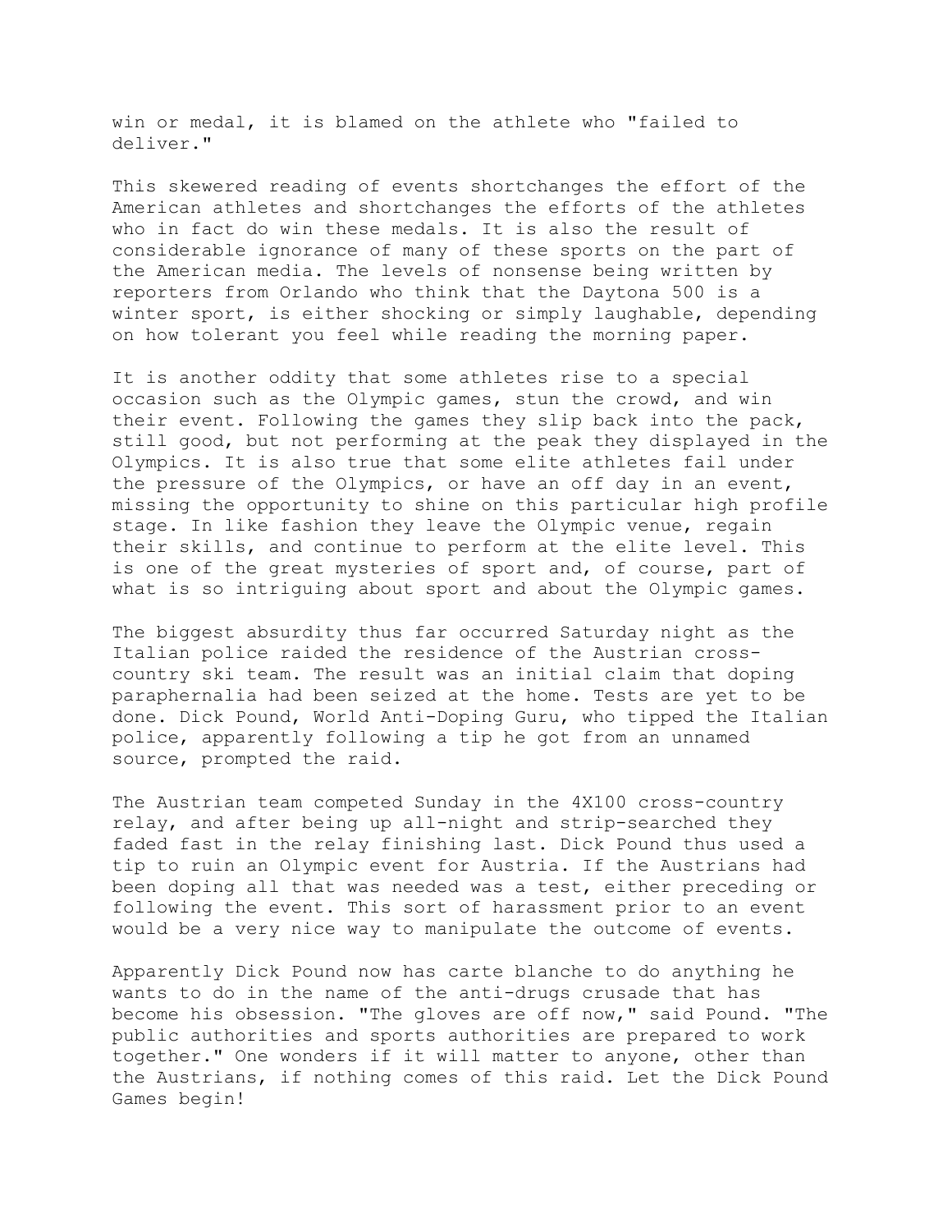win or medal, it is blamed on the athlete who "failed to deliver."

This skewered reading of events shortchanges the effort of the American athletes and shortchanges the efforts of the athletes who in fact do win these medals. It is also the result of considerable ignorance of many of these sports on the part of the American media. The levels of nonsense being written by reporters from Orlando who think that the Daytona 500 is a winter sport, is either shocking or simply laughable, depending on how tolerant you feel while reading the morning paper.

It is another oddity that some athletes rise to a special occasion such as the Olympic games, stun the crowd, and win their event. Following the games they slip back into the pack, still good, but not performing at the peak they displayed in the Olympics. It is also true that some elite athletes fail under the pressure of the Olympics, or have an off day in an event, missing the opportunity to shine on this particular high profile stage. In like fashion they leave the Olympic venue, regain their skills, and continue to perform at the elite level. This is one of the great mysteries of sport and, of course, part of what is so intriguing about sport and about the Olympic games.

The biggest absurdity thus far occurred Saturday night as the Italian police raided the residence of the Austrian cross-country ski team. The result was an initial claim that doping paraphernalia had been seized at the home. Tests are yet to be done. Dick Pound, World Anti-Doping Guru, who tipped the Italian police, apparently following a tip he got from an unnamed source, prompted the raid.

The Austrian team competed Sunday in the 4X100 cross-country relay, and after being up all-night and strip-searched they faded fast in the relay finishing last. Dick Pound thus used a tip to ruin an Olympic event for Austria. If the Austrians had been doping all that was needed was a test, either preceding or following the event. This sort of harassment prior to an event would be a very nice way to manipulate the outcome of events.

Apparently Dick Pound now has carte blanche to do anything he wants to do in the name of the anti-drugs crusade that has become his obsession. "The gloves are off now," said Pound. "The public authorities and sports authorities are prepared to work together." One wonders if it will matter to anyone, other than the Austrians, if nothing comes of this raid. Let the Dick Pound Games begin!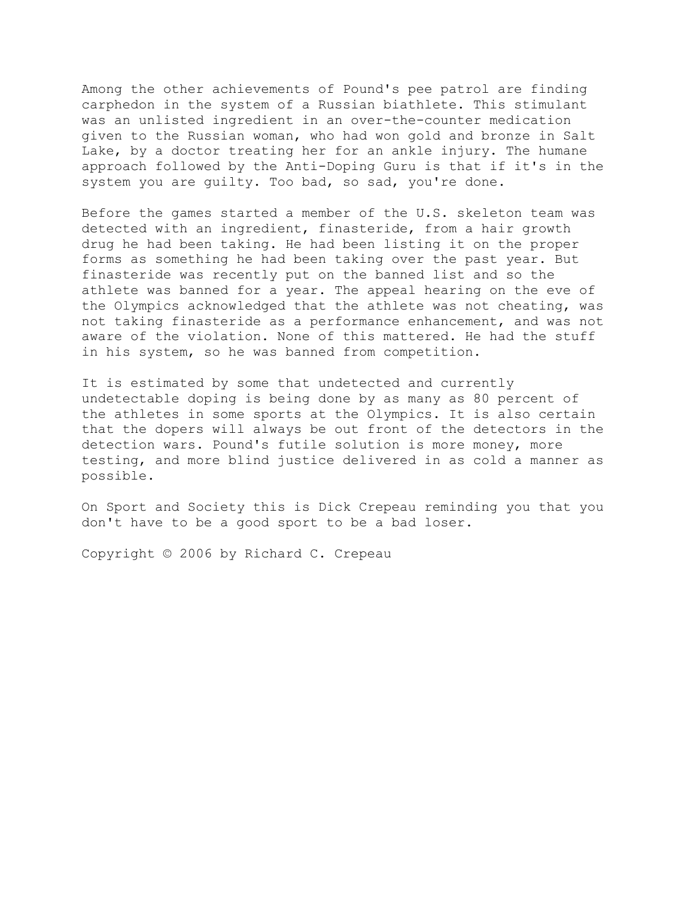Among the other achievements of Pound's pee patrol are finding carphedon in the system of a Russian biathlete. This stimulant was an unlisted ingredient in an over-the-counter medication given to the Russian woman, who had won gold and bronze in Salt Lake, by a doctor treating her for an ankle injury. The humane approach followed by the Anti-Doping Guru is that if it's in the system you are guilty. Too bad, so sad, you're done.

Before the games started a member of the U.S. skeleton team was detected with an ingredient, finasteride, from a hair growth drug he had been taking. He had been listing it on the proper forms as something he had been taking over the past year. But finasteride was recently put on the banned list and so the athlete was banned for a year. The appeal hearing on the eve of the Olympics acknowledged that the athlete was not cheating, was not taking finasteride as a performance enhancement, and was not aware of the violation. None of this mattered. He had the stuff in his system, so he was banned from competition.

It is estimated by some that undetected and currently undetectable doping is being done by as many as 80 percent of the athletes in some sports at the Olympics. It is also certain that the dopers will always be out front of the detectors in the detection wars. Pound's futile solution is more money, more testing, and more blind justice delivered in as cold a manner as possible.

On Sport and Society this is Dick Crepeau reminding you that you don't have to be a good sport to be a bad loser.

Copyright © 2006 by Richard C. Crepeau